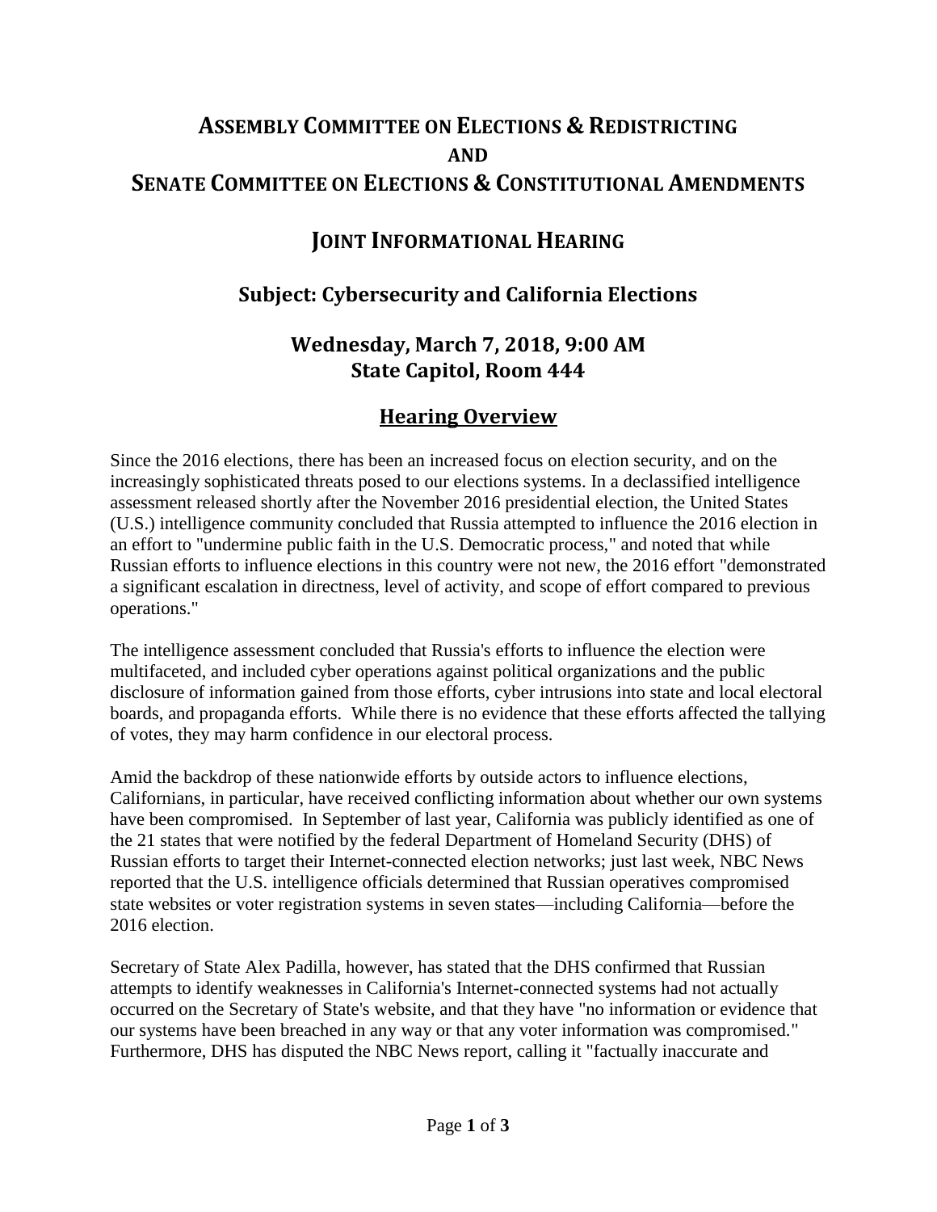# **ASSEMBLY COMMITTEE ON ELECTIONS & REDISTRICTING**
# **AND**
# **SENATE COMMITTEE ON ELECTIONS & CONSTITUTIONAL AMENDMENTS**

## **JOINT INFORMATIONAL HEARING**

### **Subject: Cybersecurity and California Elections**

### **Wednesday, March 7, 2018, 9:00 AM**
### **State Capitol, Room 444**

## **Hearing Overview**

Since the 2016 elections, there has been an increased focus on election security, and on the increasingly sophisticated threats posed to our elections systems. In a declassified intelligence assessment released shortly after the November 2016 presidential election, the United States (U.S.) intelligence community concluded that Russia attempted to influence the 2016 election in an effort to "undermine public faith in the U.S. Democratic process," and noted that while Russian efforts to influence elections in this country were not new, the 2016 effort "demonstrated a significant escalation in directness, level of activity, and scope of effort compared to previous operations."

The intelligence assessment concluded that Russia's efforts to influence the election were multifaceted, and included cyber operations against political organizations and the public disclosure of information gained from those efforts, cyber intrusions into state and local electoral boards, and propaganda efforts. While there is no evidence that these efforts affected the tallying of votes, they may harm confidence in our electoral process.

Amid the backdrop of these nationwide efforts by outside actors to influence elections, Californians, in particular, have received conflicting information about whether our own systems have been compromised. In September of last year, California was publicly identified as one of the 21 states that were notified by the federal Department of Homeland Security (DHS) of Russian efforts to target their Internet-connected election networks; just last week, NBC News reported that the U.S. intelligence officials determined that Russian operatives compromised state websites or voter registration systems in seven states—including California—before the 2016 election.

Secretary of State Alex Padilla, however, has stated that the DHS confirmed that Russian attempts to identify weaknesses in California's Internet-connected systems had not actually occurred on the Secretary of State's website, and that they have "no information or evidence that our systems have been breached in any way or that any voter information was compromised." Furthermore, DHS has disputed the NBC News report, calling it "factually inaccurate and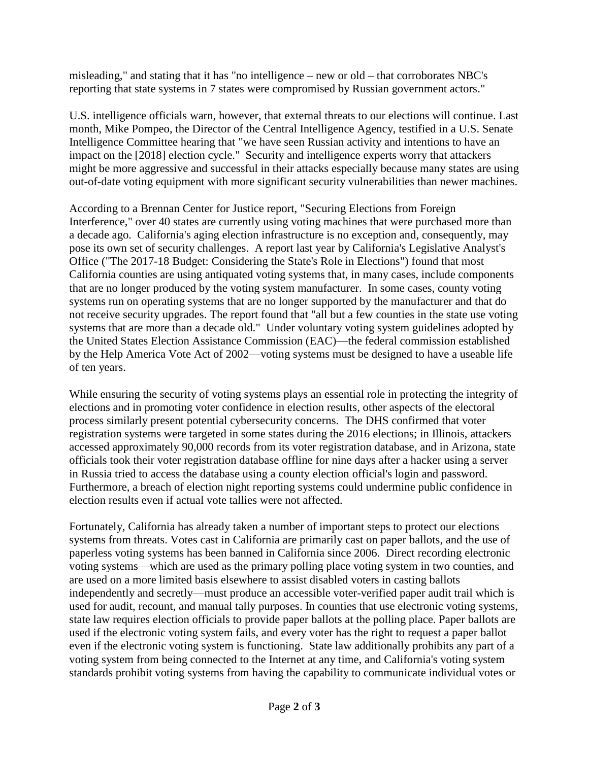misleading," and stating that it has "no intelligence – new or old – that corroborates NBC's reporting that state systems in 7 states were compromised by Russian government actors."

U.S. intelligence officials warn, however, that external threats to our elections will continue. Last month, Mike Pompeo, the Director of the Central Intelligence Agency, testified in a U.S. Senate Intelligence Committee hearing that "we have seen Russian activity and intentions to have an impact on the [2018] election cycle." Security and intelligence experts worry that attackers might be more aggressive and successful in their attacks especially because many states are using out-of-date voting equipment with more significant security vulnerabilities than newer machines.

According to a Brennan Center for Justice report, "Securing Elections from Foreign Interference," over 40 states are currently using voting machines that were purchased more than a decade ago. California's aging election infrastructure is no exception and, consequently, may pose its own set of security challenges. A report last year by California's Legislative Analyst's Office ("The 2017-18 Budget: Considering the State's Role in Elections") found that most California counties are using antiquated voting systems that, in many cases, include components that are no longer produced by the voting system manufacturer. In some cases, county voting systems run on operating systems that are no longer supported by the manufacturer and that do not receive security upgrades. The report found that "all but a few counties in the state use voting systems that are more than a decade old." Under voluntary voting system guidelines adopted by the United States Election Assistance Commission (EAC)—the federal commission established by the Help America Vote Act of 2002—voting systems must be designed to have a useable life of ten years.

While ensuring the security of voting systems plays an essential role in protecting the integrity of elections and in promoting voter confidence in election results, other aspects of the electoral process similarly present potential cybersecurity concerns. The DHS confirmed that voter registration systems were targeted in some states during the 2016 elections; in Illinois, attackers accessed approximately 90,000 records from its voter registration database, and in Arizona, state officials took their voter registration database offline for nine days after a hacker using a server in Russia tried to access the database using a county election official's login and password. Furthermore, a breach of election night reporting systems could undermine public confidence in election results even if actual vote tallies were not affected.

Fortunately, California has already taken a number of important steps to protect our elections systems from threats. Votes cast in California are primarily cast on paper ballots, and the use of paperless voting systems has been banned in California since 2006. Direct recording electronic voting systems—which are used as the primary polling place voting system in two counties, and are used on a more limited basis elsewhere to assist disabled voters in casting ballots independently and secretly—must produce an accessible voter-verified paper audit trail which is used for audit, recount, and manual tally purposes. In counties that use electronic voting systems, state law requires election officials to provide paper ballots at the polling place. Paper ballots are used if the electronic voting system fails, and every voter has the right to request a paper ballot even if the electronic voting system is functioning. State law additionally prohibits any part of a voting system from being connected to the Internet at any time, and California's voting system standards prohibit voting systems from having the capability to communicate individual votes or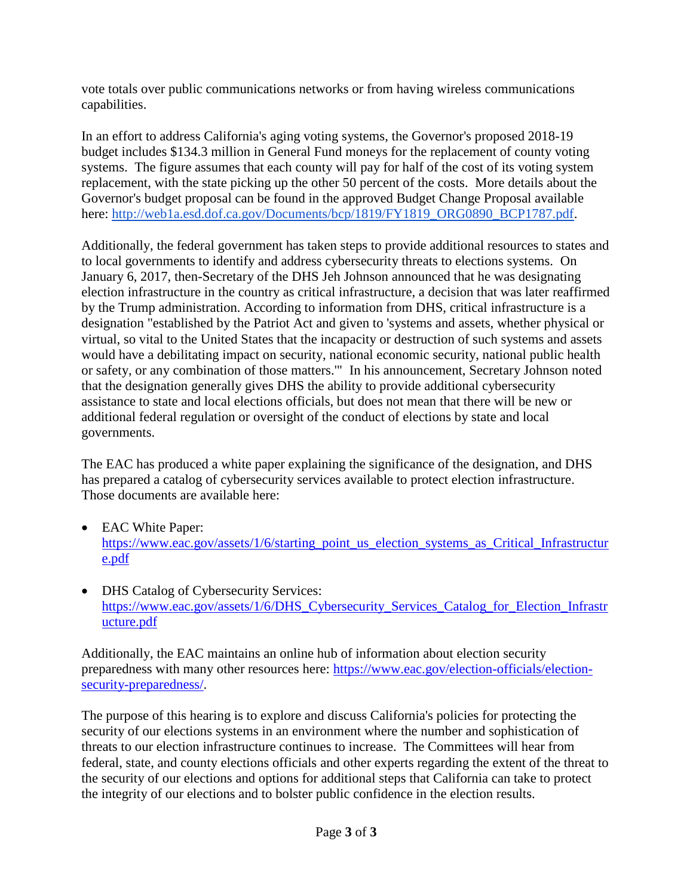vote totals over public communications networks or from having wireless communications capabilities.

In an effort to address California's aging voting systems, the Governor's proposed 2018-19 budget includes $134.3 million in General Fund moneys for the replacement of county voting systems. The figure assumes that each county will pay for half of the cost of its voting system replacement, with the state picking up the other 50 percent of the costs. More details about the Governor's budget proposal can be found in the approved Budget Change Proposal available here: [http://web1a.esd.dof.ca.gov/Documents/bcp/1819/FY1819_ORG0890_BCP1787.pdf](http://web1a.esd.dof.ca.gov/Documents/bcp/1819/FY1819_ORG0890_BCP1787.pdf).

Additionally, the federal government has taken steps to provide additional resources to states and to local governments to identify and address cybersecurity threats to elections systems. On January 6, 2017, then-Secretary of the DHS Jeh Johnson announced that he was designating election infrastructure in the country as critical infrastructure, a decision that was later reaffirmed by the Trump administration. According to information from DHS, critical infrastructure is a designation "established by the Patriot Act and given to 'systems and assets, whether physical or virtual, so vital to the United States that the incapacity or destruction of such systems and assets would have a debilitating impact on security, national economic security, national public health or safety, or any combination of those matters.'" In his announcement, Secretary Johnson noted that the designation generally gives DHS the ability to provide additional cybersecurity assistance to state and local elections officials, but does not mean that there will be new or additional federal regulation or oversight of the conduct of elections by state and local governments.

The EAC has produced a white paper explaining the significance of the designation, and DHS has prepared a catalog of cybersecurity services available to protect election infrastructure. Those documents are available here:

- EAC White Paper: [https://www.eac.gov/assets/1/6/starting_point_us_election_systems_as_Critical_Infrastructure.pdf](https://www.eac.gov/assets/1/6/starting_point_us_election_systems_as_Critical_Infrastructure.pdf)

- DHS Catalog of Cybersecurity Services: [https://www.eac.gov/assets/1/6/DHS_Cybersecurity_Services_Catalog_for_Election_Infrastructure.pdf](https://www.eac.gov/assets/1/6/DHS_Cybersecurity_Services_Catalog_for_Election_Infrastructure.pdf)

Additionally, the EAC maintains an online hub of information about election security preparedness with many other resources here: [https://www.eac.gov/election-officials/election-security-preparedness/](https://www.eac.gov/election-officials/election-security-preparedness/).

The purpose of this hearing is to explore and discuss California's policies for protecting the security of our elections systems in an environment where the number and sophistication of threats to our election infrastructure continues to increase. The Committees will hear from federal, state, and county elections officials and other experts regarding the extent of the threat to the security of our elections and options for additional steps that California can take to protect the integrity of our elections and to bolster public confidence in the election results.